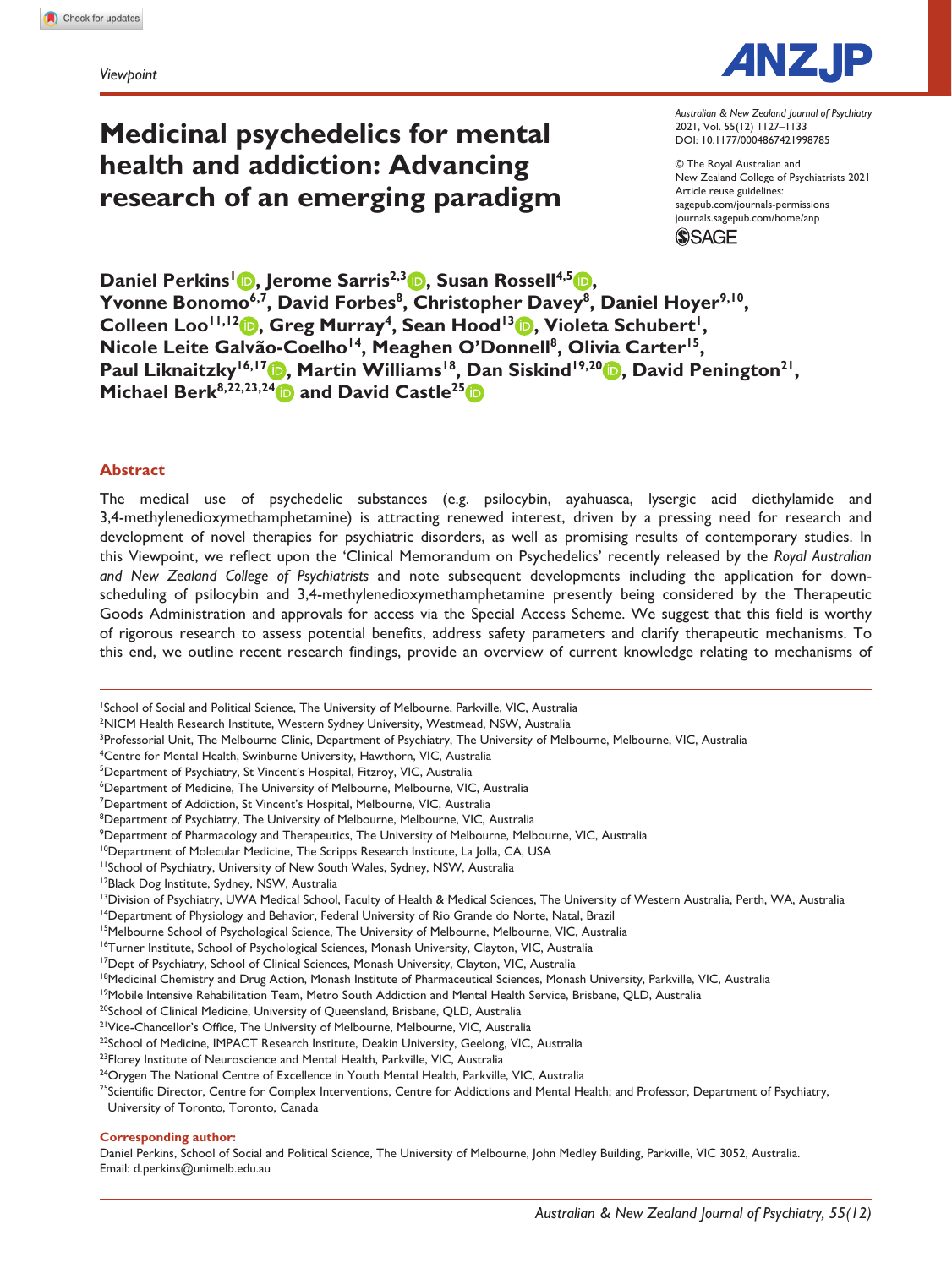Viewpoint

# Medicinal psychedelics for mental health and addiction: Advancing research of an emerging paradigm

**Daniel Perkins[1], Jerome Sarris[2,3], Susan Rossell[4,5], Yvonne Bonomo[6,7], David Forbes[8], Christopher Davey[8], Daniel Hoyer[9,10], Colleen Loo[11,12], Greg Murray[4], Sean Hood[13], Violeta Schubert[1], Nicole Leite Galvão-Coelho[14], Meaghen O'Donnell[8], Olivia Carter[15], Paul Liknaitzky[16,17], Martin Williams[18], Dan Siskind[19,20], David Penington[21], Michael Berk[8,22,23,24] and David Castle[25]**

## Abstract

The medical use of psychedelic substances (e.g. psilocybin, ayahuasca, lysergic acid diethylamide and 3,4-methylenedioxymethamphetamine) is attracting renewed interest, driven by a pressing need for research and development of novel therapies for psychiatric disorders, as well as promising results of contemporary studies. In this Viewpoint, we reflect upon the 'Clinical Memorandum on Psychedelics' recently released by the *Royal Australian and New Zealand College of Psychiatrists* and note subsequent developments including the application for down-scheduling of psilocybin and 3,4-methylenedioxymethamphetamine presently being considered by the Therapeutic Goods Administration and approvals for access via the Special Access Scheme. We suggest that this field is worthy of rigorous research to assess potential benefits, address safety parameters and clarify therapeutic mechanisms. To this end, we outline recent research findings, provide an overview of current knowledge relating to mechanisms of

[1]School of Social and Political Science, The University of Melbourne, Parkville, VIC, Australia
[2]NICM Health Research Institute, Western Sydney University, Westmead, NSW, Australia
[3]Professorial Unit, The Melbourne Clinic, Department of Psychiatry, The University of Melbourne, Melbourne, VIC, Australia
[4]Centre for Mental Health, Swinburne University, Hawthorn, VIC, Australia
[5]Department of Psychiatry, St Vincent's Hospital, Fitzroy, VIC, Australia
[6]Department of Medicine, The University of Melbourne, Melbourne, VIC, Australia
[7]Department of Addiction, St Vincent's Hospital, Melbourne, VIC, Australia
[8]Department of Psychiatry, The University of Melbourne, Melbourne, VIC, Australia
[9]Department of Pharmacology and Therapeutics, The University of Melbourne, Melbourne, VIC, Australia
[10]Department of Molecular Medicine, The Scripps Research Institute, La Jolla, CA, USA
[11]School of Psychiatry, University of New South Wales, Sydney, NSW, Australia
[12]Black Dog Institute, Sydney, NSW, Australia
[13]Division of Psychiatry, UWA Medical School, Faculty of Health & Medical Sciences, The University of Western Australia, Perth, WA, Australia
[14]Department of Physiology and Behavior, Federal University of Rio Grande do Norte, Natal, Brazil
[15]Melbourne School of Psychological Science, The University of Melbourne, Melbourne, VIC, Australia
[16]Turner Institute, School of Psychological Sciences, Monash University, Clayton, VIC, Australia
[17]Dept of Psychiatry, School of Clinical Sciences, Monash University, Clayton, VIC, Australia
[18]Medicinal Chemistry and Drug Action, Monash Institute of Pharmaceutical Sciences, Monash University, Parkville, VIC, Australia
[19]Mobile Intensive Rehabilitation Team, Metro South Addiction and Mental Health Service, Brisbane, QLD, Australia
[20]School of Clinical Medicine, University of Queensland, Brisbane, QLD, Australia
[21]Vice-Chancellor's Office, The University of Melbourne, Melbourne, VIC, Australia
[22]School of Medicine, IMPACT Research Institute, Deakin University, Geelong, VIC, Australia
[23]Florey Institute of Neuroscience and Mental Health, Parkville, VIC, Australia
[24]Orygen The National Centre of Excellence in Youth Mental Health, Parkville, VIC, Australia
[25]Scientific Director, Centre for Complex Interventions, Centre for Addictions and Mental Health; and Professor, Department of Psychiatry, University of Toronto, Toronto, Canada

**Corresponding author:**
Daniel Perkins, School of Social and Political Science, The University of Melbourne, John Medley Building, Parkville, VIC 3052, Australia.
Email: d.perkins@unimelb.edu.au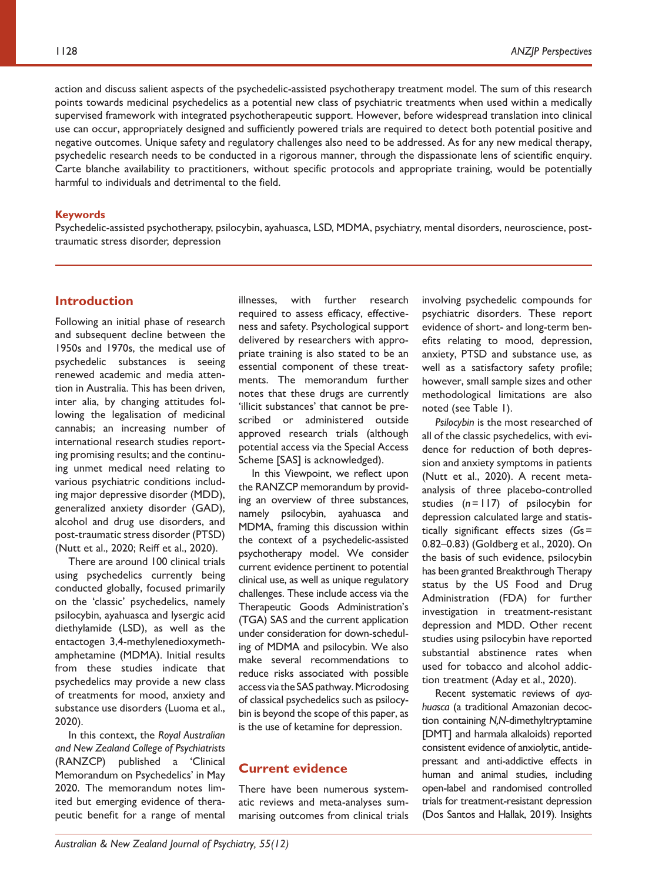action and discuss salient aspects of the psychedelic-assisted psychotherapy treatment model. The sum of this research points towards medicinal psychedelics as a potential new class of psychiatric treatments when used within a medically supervised framework with integrated psychotherapeutic support. However, before widespread translation into clinical use can occur, appropriately designed and sufficiently powered trials are required to detect both potential positive and negative outcomes. Unique safety and regulatory challenges also need to be addressed. As for any new medical therapy, psychedelic research needs to be conducted in a rigorous manner, through the dispassionate lens of scientific enquiry. Carte blanche availability to practitioners, without specific protocols and appropriate training, would be potentially harmful to individuals and detrimental to the field.

### Keywords

Psychedelic-assisted psychotherapy, psilocybin, ayahuasca, LSD, MDMA, psychiatry, mental disorders, neuroscience, post-traumatic stress disorder, depression

## Introduction

Following an initial phase of research and subsequent decline between the 1950s and 1970s, the medical use of psychedelic substances is seeing renewed academic and media attention in Australia. This has been driven, inter alia, by changing attitudes following the legalisation of medicinal cannabis; an increasing number of international research studies reporting promising results; and the continuing unmet medical need relating to various psychiatric conditions including major depressive disorder (MDD), generalized anxiety disorder (GAD), alcohol and drug use disorders, and post-traumatic stress disorder (PTSD) (Nutt et al., 2020; Reiff et al., 2020).

There are around 100 clinical trials using psychedelics currently being conducted globally, focused primarily on the 'classic' psychedelics, namely psilocybin, ayahuasca and lysergic acid diethylamide (LSD), as well as the entactogen 3,4-methylenedioxymethamphetamine (MDMA). Initial results from these studies indicate that psychedelics may provide a new class of treatments for mood, anxiety and substance use disorders (Luoma et al., 2020).

In this context, the *Royal Australian and New Zealand College of Psychiatrists* (RANZCP) published a 'Clinical Memorandum on Psychedelics' in May 2020. The memorandum notes limited but emerging evidence of therapeutic benefit for a range of mental illnesses, with further research required to assess efficacy, effectiveness and safety. Psychological support delivered by researchers with appropriate training is also stated to be an essential component of these treatments. The memorandum further notes that these drugs are currently 'illicit substances' that cannot be prescribed or administered outside approved research trials (although potential access via the Special Access Scheme [SAS] is acknowledged).

In this Viewpoint, we reflect upon the RANZCP memorandum by providing an overview of three substances, namely psilocybin, ayahuasca and MDMA, framing this discussion within the context of a psychedelic-assisted psychotherapy model. We consider current evidence pertinent to potential clinical use, as well as unique regulatory challenges. These include access via the Therapeutic Goods Administration's (TGA) SAS and the current application under consideration for down-scheduling of MDMA and psilocybin. We also make several recommendations to reduce risks associated with possible access via the SAS pathway. Microdosing of classical psychedelics such as psilocybin is beyond the scope of this paper, as is the use of ketamine for depression.

## Current evidence

There have been numerous systematic reviews and meta-analyses summarising outcomes from clinical trials involving psychedelic compounds for psychiatric disorders. These report evidence of short- and long-term benefits relating to mood, depression, anxiety, PTSD and substance use, as well as a satisfactory safety profile; however, small sample sizes and other methodological limitations are also noted (see Table 1).

*Psilocybin* is the most researched of all of the classic psychedelics, with evidence for reduction of both depression and anxiety symptoms in patients (Nutt et al., 2020). A recent meta-analysis of three placebo-controlled studies ($n = 117$) of psilocybin for depression calculated large and statistically significant effects sizes ($Gs = 0.82–0.83$) (Goldberg et al., 2020). On the basis of such evidence, psilocybin has been granted Breakthrough Therapy status by the US Food and Drug Administration (FDA) for further investigation in treatment-resistant depression and MDD. Other recent studies using psilocybin have reported substantial abstinence rates when used for tobacco and alcohol addiction treatment (Aday et al., 2020).

Recent systematic reviews of *ayahuasca* (a traditional Amazonian decoction containing *N,N*-dimethyltryptamine [DMT] and harmala alkaloids) reported consistent evidence of anxiolytic, antidepressant and anti-addictive effects in human and animal studies, including open-label and randomised controlled trials for treatment-resistant depression (Dos Santos and Hallak, 2019). Insights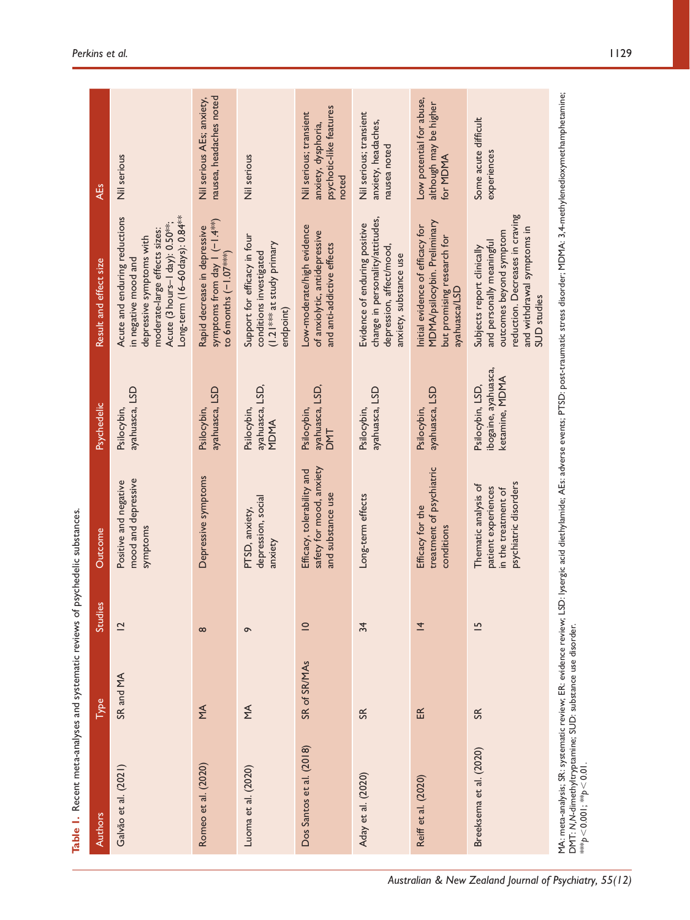**Table 1.** Recent meta-analyses and systematic reviews of psychedelic substances.

| Authors | Type | Studies | Outcome | Psychedelic | Result and effect size | AEs |
|---|---|---|---|---|---|---|
| Galvão et al. (2021) | SR and MA | 12 | Positive and negative mood and depressive symptoms | Psilocybin, ayahuasca, LSD | Acute and enduring reductions in negative mood and depressive symptoms with moderate-large effects sizes: Acute (3 hours–1 day): 0.50**; Long-term (16–60 days): 0.84** | Nil serious |
| Romeo et al. (2020) | MA | 8 | Depressive symptoms | Psilocybin, ayahuasca, LSD | Rapid decrease in depressive symptoms from day 1 (−1.4**) to 6 months (−1.07***) | Nil serious AEs; anxiety, nausea, headaches noted |
| Luoma et al. (2020) | MA | 9 | PTSD, anxiety, depression, social anxiety | Psilocybin, ayahuasca, LSD, MDMA | Support for efficacy in four conditions investigated (1.21*** at study primary endpoint) | Nil serious |
| Dos Santos et al. (2018) | SR of SR/MAs | 10 | Efficacy, tolerability and safety for mood, anxiety and substance use | Psilocybin, ayahuasca, LSD, DMT | Low-moderate/high evidence of anxiolytic, antidepressive and anti-addictive effects | Nil serious; transient anxiety, dysphoria, psychotic-like features noted |
| Aday et al. (2020) | SR | 34 | Long-term effects | Psilocybin, ayahuasca, LSD | Evidence of enduring positive change in personality/attitudes, depression, affect/mood, anxiety, substance use | Nil serious; transient anxiety, headaches, nausea noted |
| Reiff et al. (2020) | ER | 14 | Efficacy for the treatment of psychiatric conditions | Psilocybin, ayahuasca, LSD | Initial evidence of efficacy for MDMA/psilocybin. Preliminary but promising research for ayahuasca/LSD | Low potential for abuse, although may be higher for MDMA |
| Breeksema et al. (2020) | SR | 15 | Thematic analysis of patient experiences in the treatment of psychiatric disorders | Psilocybin, LSD, ibogaine, ayahuasca, ketamine, MDMA | Subjects report clinically and personally meaningful outcomes beyond symptom reduction. Decreases in craving and withdrawal symptoms in SUD studies | Some acute difficult experiences |

MA: meta-analysis; SR: systematic review; ER: evidence review; LSD: lysergic acid diethylamide; AEs: adverse events; PTSD: post-traumatic stress disorder; MDMA: 3,4-methylenedioxymethamphetamine; DMT: *N*,*N*-dimethyltryptamine; SUD: substance use disorder.
***$p < 0.001$; **$p < 0.01$.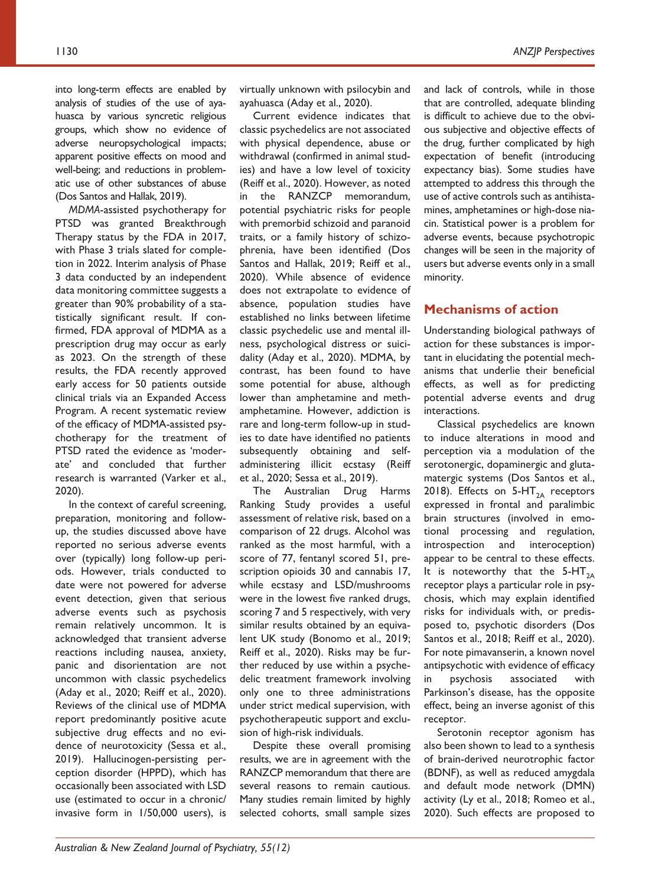into long-term effects are enabled by analysis of studies of the use of ayahuasca by various syncretic religious groups, which show no evidence of adverse neuropsychological impacts; apparent positive effects on mood and well-being; and reductions in problematic use of other substances of abuse (Dos Santos and Hallak, 2019).

*MDMA*-assisted psychotherapy for PTSD was granted Breakthrough Therapy status by the FDA in 2017, with Phase 3 trials slated for completion in 2022. Interim analysis of Phase 3 data conducted by an independent data monitoring committee suggests a greater than 90% probability of a statistically significant result. If confirmed, FDA approval of MDMA as a prescription drug may occur as early as 2023. On the strength of these results, the FDA recently approved early access for 50 patients outside clinical trials via an Expanded Access Program. A recent systematic review of the efficacy of MDMA-assisted psychotherapy for the treatment of PTSD rated the evidence as 'moderate' and concluded that further research is warranted (Varker et al., 2020).

In the context of careful screening, preparation, monitoring and follow-up, the studies discussed above have reported no serious adverse events over (typically) long follow-up periods. However, trials conducted to date were not powered for adverse event detection, given that serious adverse events such as psychosis remain relatively uncommon. It is acknowledged that transient adverse reactions including nausea, anxiety, panic and disorientation are not uncommon with classic psychedelics (Aday et al., 2020; Reiff et al., 2020). Reviews of the clinical use of MDMA report predominantly positive acute subjective drug effects and no evidence of neurotoxicity (Sessa et al., 2019). Hallucinogen-persisting perception disorder (HPPD), which has occasionally been associated with LSD use (estimated to occur in a chronic/invasive form in 1/50,000 users), is virtually unknown with psilocybin and ayahuasca (Aday et al., 2020).

Current evidence indicates that classic psychedelics are not associated with physical dependence, abuse or withdrawal (confirmed in animal studies) and have a low level of toxicity (Reiff et al., 2020). However, as noted in the RANZCP memorandum, potential psychiatric risks for people with premorbid schizoid and paranoid traits, or a family history of schizophrenia, have been identified (Dos Santos and Hallak, 2019; Reiff et al., 2020). While absence of evidence does not extrapolate to evidence of absence, population studies have established no links between lifetime classic psychedelic use and mental illness, psychological distress or suicidality (Aday et al., 2020). MDMA, by contrast, has been found to have some potential for abuse, although lower than amphetamine and methamphetamine. However, addiction is rare and long-term follow-up in studies to date have identified no patients subsequently obtaining and self-administering illicit ecstasy (Reiff et al., 2020; Sessa et al., 2019).

The Australian Drug Harms Ranking Study provides a useful assessment of relative risk, based on a comparison of 22 drugs. Alcohol was ranked as the most harmful, with a score of 77, fentanyl scored 51, prescription opioids 30 and cannabis 17, while ecstasy and LSD/mushrooms were in the lowest five ranked drugs, scoring 7 and 5 respectively, with very similar results obtained by an equivalent UK study (Bonomo et al., 2019; Reiff et al., 2020). Risks may be further reduced by use within a psychedelic treatment framework involving only one to three administrations under strict medical supervision, with psychotherapeutic support and exclusion of high-risk individuals.

Despite these overall promising results, we are in agreement with the RANZCP memorandum that there are several reasons to remain cautious. Many studies remain limited by highly selected cohorts, small sample sizes and lack of controls, while in those that are controlled, adequate blinding is difficult to achieve due to the obvious subjective and objective effects of the drug, further complicated by high expectation of benefit (introducing expectancy bias). Some studies have attempted to address this through the use of active controls such as antihistamines, amphetamines or high-dose niacin. Statistical power is a problem for adverse events, because psychotropic changes will be seen in the majority of users but adverse events only in a small minority.

## Mechanisms of action

Understanding biological pathways of action for these substances is important in elucidating the potential mechanisms that underlie their beneficial effects, as well as for predicting potential adverse events and drug interactions.

Classical psychedelics are known to induce alterations in mood and perception via a modulation of the serotonergic, dopaminergic and glutamatergic systems (Dos Santos et al., 2018). Effects on 5-$HT_{2A}$ receptors expressed in frontal and paralimbic brain structures (involved in emotional processing and regulation, introspection and interoception) appear to be central to these effects. It is noteworthy that the 5-$HT_{2A}$ receptor plays a particular role in psychosis, which may explain identified risks for individuals with, or predisposed to, psychotic disorders (Dos Santos et al., 2018; Reiff et al., 2020). For note pimavanserin, a known novel antipsychotic with evidence of efficacy in psychosis associated with Parkinson's disease, has the opposite effect, being an inverse agonist of this receptor.

Serotonin receptor agonism has also been shown to lead to a synthesis of brain-derived neurotrophic factor (BDNF), as well as reduced amygdala and default mode network (DMN) activity (Ly et al., 2018; Romeo et al., 2020). Such effects are proposed to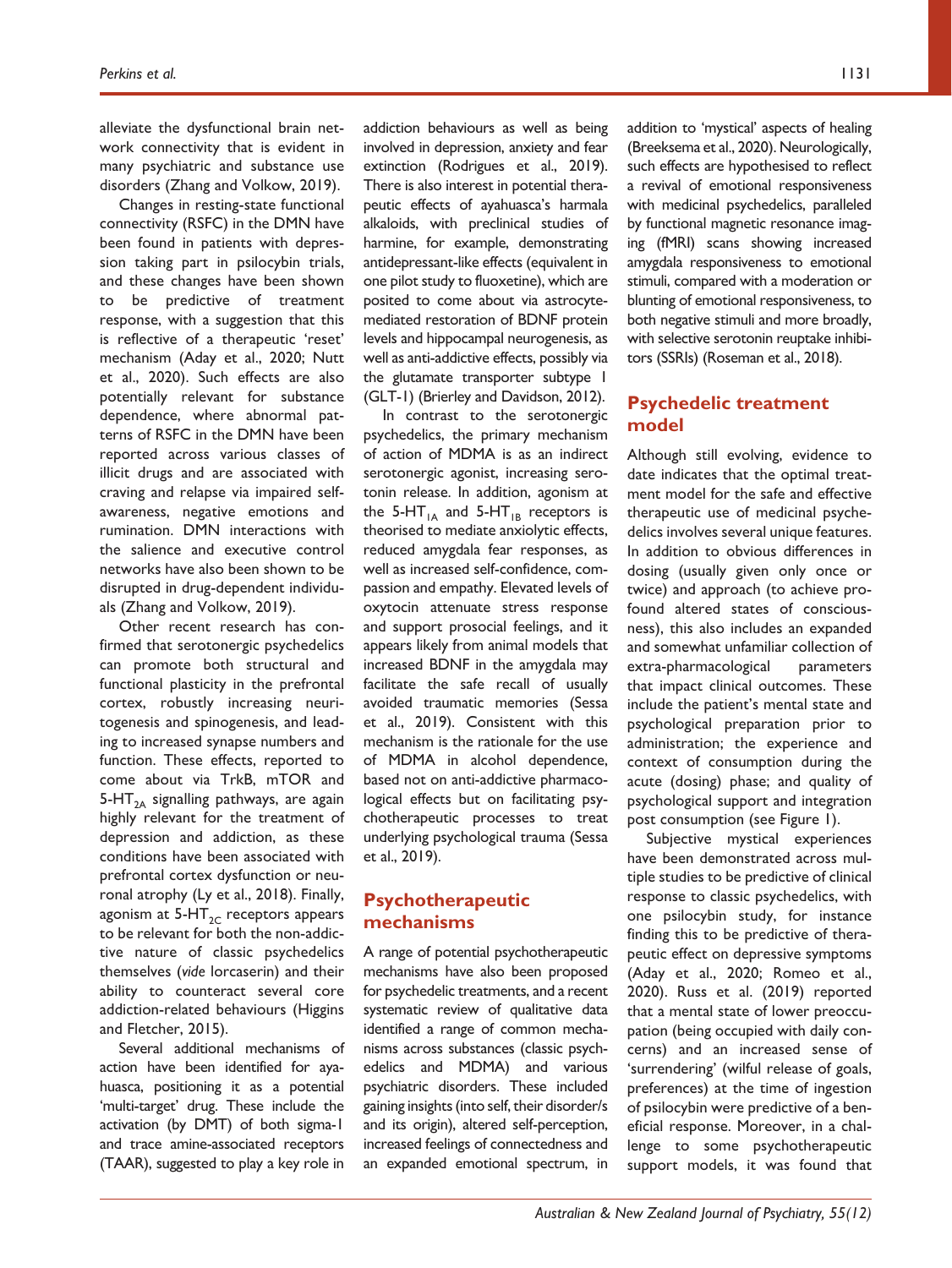alleviate the dysfunctional brain network connectivity that is evident in many psychiatric and substance use disorders (Zhang and Volkow, 2019).

Changes in resting-state functional connectivity (RSFC) in the DMN have been found in patients with depression taking part in psilocybin trials, and these changes have been shown to be predictive of treatment response, with a suggestion that this is reflective of a therapeutic 'reset' mechanism (Aday et al., 2020; Nutt et al., 2020). Such effects are also potentially relevant for substance dependence, where abnormal patterns of RSFC in the DMN have been reported across various classes of illicit drugs and are associated with craving and relapse via impaired self-awareness, negative emotions and rumination. DMN interactions with the salience and executive control networks have also been shown to be disrupted in drug-dependent individuals (Zhang and Volkow, 2019).

Other recent research has confirmed that serotonergic psychedelics can promote both structural and functional plasticity in the prefrontal cortex, robustly increasing neuritogenesis and spinogenesis, and leading to increased synapse numbers and function. These effects, reported to come about via TrkB, mTOR and 5-HT$_{2A}$ signalling pathways, are again highly relevant for the treatment of depression and addiction, as these conditions have been associated with prefrontal cortex dysfunction or neuronal atrophy (Ly et al., 2018). Finally, agonism at 5-HT$_{2C}$ receptors appears to be relevant for both the non-addictive nature of classic psychedelics themselves (*vide* lorcaserin) and their ability to counteract several core addiction-related behaviours (Higgins and Fletcher, 2015).

Several additional mechanisms of action have been identified for ayahuasca, positioning it as a potential 'multi-target' drug. These include the activation (by DMT) of both sigma-1 and trace amine-associated receptors (TAAR), suggested to play a key role in addiction behaviours as well as being involved in depression, anxiety and fear extinction (Rodrigues et al., 2019). There is also interest in potential therapeutic effects of ayahuasca's harmala alkaloids, with preclinical studies of harmine, for example, demonstrating antidepressant-like effects (equivalent in one pilot study to fluoxetine), which are posited to come about via astrocyte-mediated restoration of BDNF protein levels and hippocampal neurogenesis, as well as anti-addictive effects, possibly via the glutamate transporter subtype 1 (GLT-1) (Brierley and Davidson, 2012).

In contrast to the serotonergic psychedelics, the primary mechanism of action of MDMA is as an indirect serotonergic agonist, increasing serotonin release. In addition, agonism at the 5-HT$_{1A}$ and 5-HT$_{1B}$ receptors is theorised to mediate anxiolytic effects, reduced amygdala fear responses, as well as increased self-confidence, compassion and empathy. Elevated levels of oxytocin attenuate stress response and support prosocial feelings, and it appears likely from animal models that increased BDNF in the amygdala may facilitate the safe recall of usually avoided traumatic memories (Sessa et al., 2019). Consistent with this mechanism is the rationale for the use of MDMA in alcohol dependence, based not on anti-addictive pharmacological effects but on facilitating psychotherapeutic processes to treat underlying psychological trauma (Sessa et al., 2019).

## Psychotherapeutic mechanisms

A range of potential psychotherapeutic mechanisms have also been proposed for psychedelic treatments, and a recent systematic review of qualitative data identified a range of common mechanisms across substances (classic psychedelics and MDMA) and various psychiatric disorders. These included gaining insights (into self, their disorder/s and its origin), altered self-perception, increased feelings of connectedness and an expanded emotional spectrum, in addition to 'mystical' aspects of healing (Breeksema et al., 2020). Neurologically, such effects are hypothesised to reflect a revival of emotional responsiveness with medicinal psychedelics, paralleled by functional magnetic resonance imaging (fMRI) scans showing increased amygdala responsiveness to emotional stimuli, compared with a moderation or blunting of emotional responsiveness, to both negative stimuli and more broadly, with selective serotonin reuptake inhibitors (SSRIs) (Roseman et al., 2018).

## Psychedelic treatment model

Although still evolving, evidence to date indicates that the optimal treatment model for the safe and effective therapeutic use of medicinal psychedelics involves several unique features. In addition to obvious differences in dosing (usually given only once or twice) and approach (to achieve profound altered states of consciousness), this also includes an expanded and somewhat unfamiliar collection of extra-pharmacological parameters that impact clinical outcomes. These include the patient's mental state and psychological preparation prior to administration; the experience and context of consumption during the acute (dosing) phase; and quality of psychological support and integration post consumption (see Figure 1).

Subjective mystical experiences have been demonstrated across multiple studies to be predictive of clinical response to classic psychedelics, with one psilocybin study, for instance finding this to be predictive of therapeutic effect on depressive symptoms (Aday et al., 2020; Romeo et al., 2020). Russ et al. (2019) reported that a mental state of lower preoccupation (being occupied with daily concerns) and an increased sense of 'surrendering' (wilful release of goals, preferences) at the time of ingestion of psilocybin were predictive of a beneficial response. Moreover, in a challenge to some psychotherapeutic support models, it was found that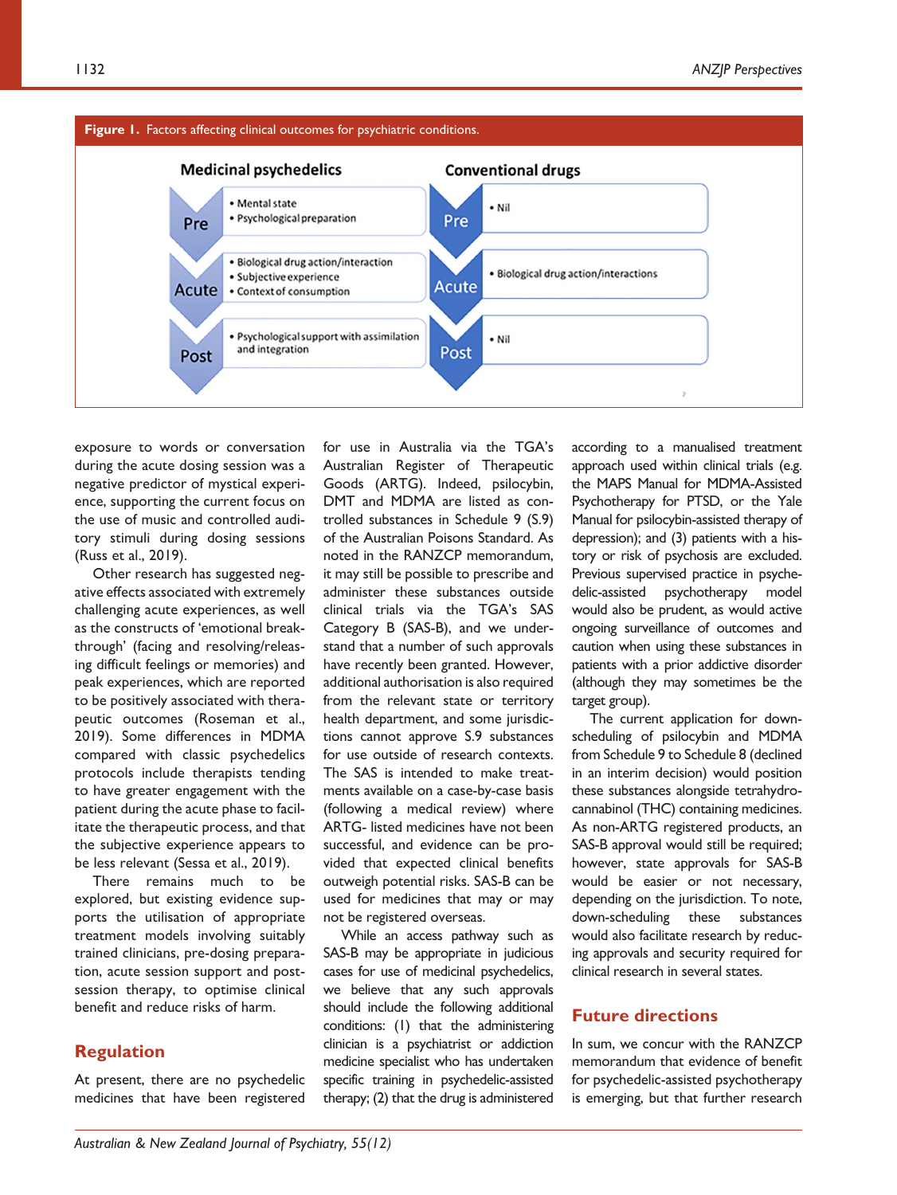**Figure 1.** Factors affecting clinical outcomes for psychiatric conditions.

| | Medicinal psychedelics | Conventional drugs |
|---|---|---|
| Pre | • Mental state<br>• Psychological preparation | • Nil |
| Acute | • Biological drug action/interaction<br>• Subjective experience<br>• Context of consumption | • Biological drug action/interactions |
| Post | • Psychological support with assimilation and integration | • Nil |

exposure to words or conversation during the acute dosing session was a negative predictor of mystical experience, supporting the current focus on the use of music and controlled auditory stimuli during dosing sessions (Russ et al., 2019).

Other research has suggested negative effects associated with extremely challenging acute experiences, as well as the constructs of 'emotional breakthrough' (facing and resolving/releasing difficult feelings or memories) and peak experiences, which are reported to be positively associated with therapeutic outcomes (Roseman et al., 2019). Some differences in MDMA compared with classic psychedelics protocols include therapists tending to have greater engagement with the patient during the acute phase to facilitate the therapeutic process, and that the subjective experience appears to be less relevant (Sessa et al., 2019).

There remains much to be explored, but existing evidence supports the utilisation of appropriate treatment models involving suitably trained clinicians, pre-dosing preparation, acute session support and post-session therapy, to optimise clinical benefit and reduce risks of harm.

## Regulation

At present, there are no psychedelic medicines that have been registered for use in Australia via the TGA's Australian Register of Therapeutic Goods (ARTG). Indeed, psilocybin, DMT and MDMA are listed as controlled substances in Schedule 9 (S.9) of the Australian Poisons Standard. As noted in the RANZCP memorandum, it may still be possible to prescribe and administer these substances outside clinical trials via the TGA's SAS Category B (SAS-B), and we understand that a number of such approvals have recently been granted. However, additional authorisation is also required from the relevant state or territory health department, and some jurisdictions cannot approve S.9 substances for use outside of research contexts. The SAS is intended to make treatments available on a case-by-case basis (following a medical review) where ARTG- listed medicines have not been successful, and evidence can be provided that expected clinical benefits outweigh potential risks. SAS-B can be used for medicines that may or may not be registered overseas.

While an access pathway such as SAS-B may be appropriate in judicious cases for use of medicinal psychedelics, we believe that any such approvals should include the following additional conditions: (1) that the administering clinician is a psychiatrist or addiction medicine specialist who has undertaken specific training in psychedelic-assisted therapy; (2) that the drug is administered according to a manualised treatment approach used within clinical trials (e.g. the MAPS Manual for MDMA-Assisted Psychotherapy for PTSD, or the Yale Manual for psilocybin-assisted therapy of depression); and (3) patients with a history or risk of psychosis are excluded. Previous supervised practice in psychedelic-assisted psychotherapy model would also be prudent, as would active ongoing surveillance of outcomes and caution when using these substances in patients with a prior addictive disorder (although they may sometimes be the target group).

The current application for down-scheduling of psilocybin and MDMA from Schedule 9 to Schedule 8 (declined in an interim decision) would position these substances alongside tetrahydrocannabinol (THC) containing medicines. As non-ARTG registered products, an SAS-B approval would still be required; however, state approvals for SAS-B would be easier or not necessary, depending on the jurisdiction. To note, down-scheduling these substances would also facilitate research by reducing approvals and security required for clinical research in several states.

## Future directions

In sum, we concur with the RANZCP memorandum that evidence of benefit for psychedelic-assisted psychotherapy is emerging, but that further research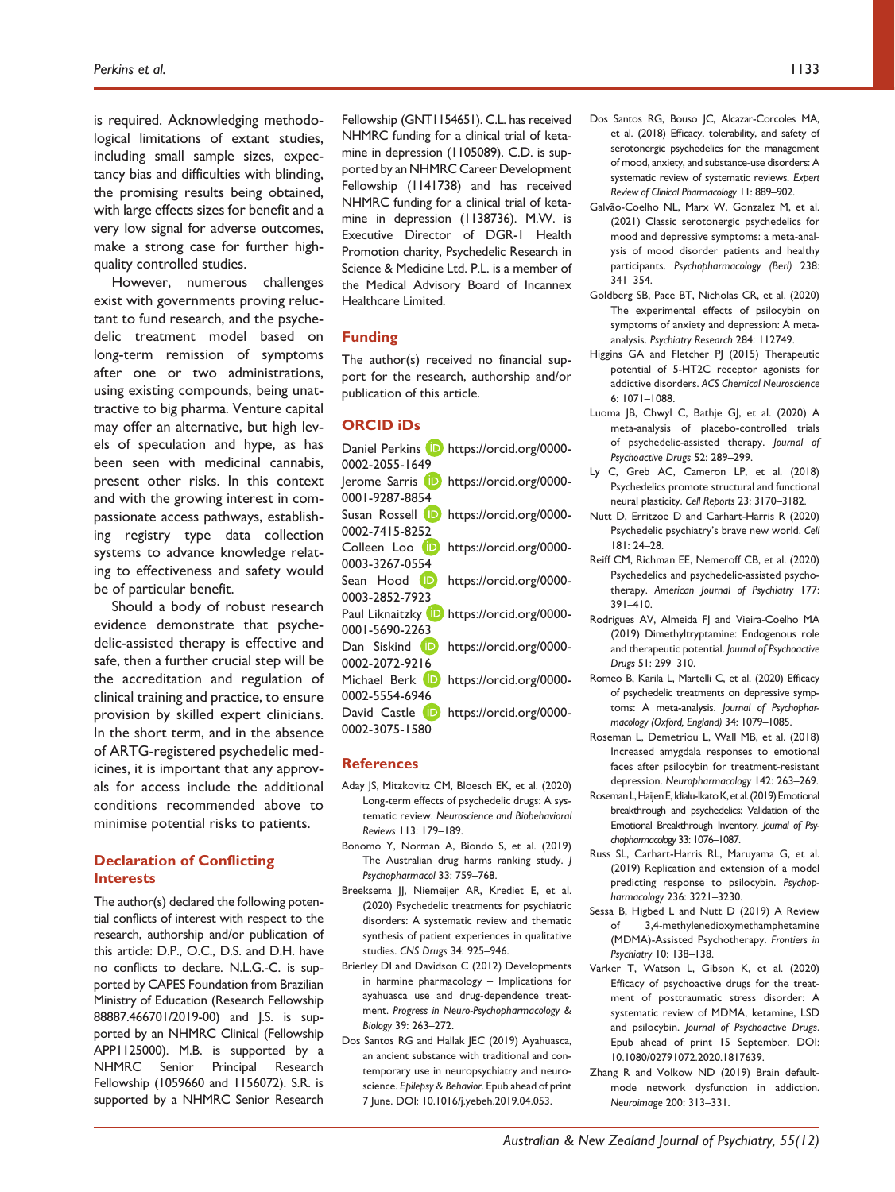is required. Acknowledging methodological limitations of extant studies, including small sample sizes, expectancy bias and difficulties with blinding, the promising results being obtained, with large effects sizes for benefit and a very low signal for adverse outcomes, make a strong case for further high-quality controlled studies.

However, numerous challenges exist with governments proving reluctant to fund research, and the psychedelic treatment model based on long-term remission of symptoms after one or two administrations, using existing compounds, being unattractive to big pharma. Venture capital may offer an alternative, but high levels of speculation and hype, as has been seen with medicinal cannabis, present other risks. In this context and with the growing interest in compassionate access pathways, establishing registry type data collection systems to advance knowledge relating to effectiveness and safety would be of particular benefit.

Should a body of robust research evidence demonstrate that psychedelic-assisted therapy is effective and safe, then a further crucial step will be the accreditation and regulation of clinical training and practice, to ensure provision by skilled expert clinicians. In the short term, and in the absence of ARTG-registered psychedelic medicines, it is important that any approvals for access include the additional conditions recommended above to minimise potential risks to patients.

## Declaration of Conflicting Interests

The author(s) declared the following potential conflicts of interest with respect to the research, authorship and/or publication of this article: D.P., O.C., D.S. and D.H. have no conflicts to declare. N.L.G.-C. is supported by CAPES Foundation from Brazilian Ministry of Education (Research Fellowship 88887.466701/2019-00) and J.S. is supported by an NHMRC Clinical (Fellowship APP1125000). M.B. is supported by a NHMRC Senior Principal Research Fellowship (1059660 and 1156072). S.R. is supported by a NHMRC Senior Research Fellowship (GNT1154651). C.L. has received NHMRC funding for a clinical trial of ketamine in depression (1105089). C.D. is supported by an NHMRC Career Development Fellowship (1141738) and has received NHMRC funding for a clinical trial of ketamine in depression (1138736). M.W. is Executive Director of DGR-1 Health Promotion charity, Psychedelic Research in Science & Medicine Ltd. P.L. is a member of the Medical Advisory Board of Incannex Healthcare Limited.

## Funding

The author(s) received no financial support for the research, authorship and/or publication of this article.

## ORCID iDs

Daniel Perkins https://orcid.org/0000-0002-2055-1649
Jerome Sarris https://orcid.org/0000-0001-9287-8854
Susan Rossell https://orcid.org/0000-0002-7415-8252
Colleen Loo https://orcid.org/0000-0003-3267-0554
Sean Hood https://orcid.org/0000-0003-2852-7923
Paul Liknaitzky https://orcid.org/0000-0001-5690-2263
Dan Siskind https://orcid.org/0000-0002-2072-9216
Michael Berk https://orcid.org/0000-0002-5554-6946
David Castle https://orcid.org/0000-0002-3075-1580

## References

Aday JS, Mitzkovitz CM, Bloesch EK, et al. (2020) Long-term effects of psychedelic drugs: A systematic review. *Neuroscience and Biobehavioral Reviews* 113: 179–189.

Bonomo Y, Norman A, Biondo S, et al. (2019) The Australian drug harms ranking study. *J Psychopharmacol* 33: 759–768.

Breeksema JJ, Niemeijer AR, Krediet E, et al. (2020) Psychedelic treatments for psychiatric disorders: A systematic review and thematic synthesis of patient experiences in qualitative studies. *CNS Drugs* 34: 925–946.

Brierley DI and Davidson C (2012) Developments in harmine pharmacology – Implications for ayahuasca use and drug-dependence treatment. *Progress in Neuro-Psychopharmacology & Biology* 39: 263–272.

Dos Santos RG and Hallak JEC (2019) Ayahuasca, an ancient substance with traditional and contemporary use in neuropsychiatry and neuroscience. *Epilepsy & Behavior*. Epub ahead of print 7 June. DOI: 10.1016/j.yebeh.2019.04.053.

Dos Santos RG, Bouso JC, Alcazar-Corcoles MA, et al. (2018) Efficacy, tolerability, and safety of serotonergic psychedelics for the management of mood, anxiety, and substance-use disorders: A systematic review of systematic reviews. *Expert Review of Clinical Pharmacology* 11: 889–902.

Galvão-Coelho NL, Marx W, Gonzalez M, et al. (2021) Classic serotonergic psychedelics for mood and depressive symptoms: a meta-analysis of mood disorder patients and healthy participants. *Psychopharmacology (Berl)* 238: 341–354.

Goldberg SB, Pace BT, Nicholas CR, et al. (2020) The experimental effects of psilocybin on symptoms of anxiety and depression: A meta-analysis. *Psychiatry Research* 284: 112749.

Higgins GA and Fletcher PJ (2015) Therapeutic potential of 5-HT2C receptor agonists for addictive disorders. *ACS Chemical Neuroscience* 6: 1071–1088.

Luoma JB, Chwyl C, Bathje GJ, et al. (2020) A meta-analysis of placebo-controlled trials of psychedelic-assisted therapy. *Journal of Psychoactive Drugs* 52: 289–299.

Ly C, Greb AC, Cameron LP, et al. (2018) Psychedelics promote structural and functional neural plasticity. *Cell Reports* 23: 3170–3182.

Nutt D, Erritzoe D and Carhart-Harris R (2020) Psychedelic psychiatry's brave new world. *Cell* 181: 24–28.

Reiff CM, Richman EE, Nemeroff CB, et al. (2020) Psychedelics and psychedelic-assisted psychotherapy. *American Journal of Psychiatry* 177: 391–410.

Rodrigues AV, Almeida FJ and Vieira-Coelho MA (2019) Dimethyltryptamine: Endogenous role and therapeutic potential. *Journal of Psychoactive Drugs* 51: 299–310.

Romeo B, Karila L, Martelli C, et al. (2020) Efficacy of psychedelic treatments on depressive symptoms: A meta-analysis. *Journal of Psychopharmacology (Oxford, England)* 34: 1079–1085.

Roseman L, Demetriou L, Wall MB, et al. (2018) Increased amygdala responses to emotional faces after psilocybin for treatment-resistant depression. *Neuropharmacology* 142: 263–269.

Roseman L, Haijen E, Idialu-Ikato K, et al. (2019) Emotional breakthrough and psychedelics: Validation of the Emotional Breakthrough Inventory. *Journal of Psychopharmacology* 33: 1076–1087.

Russ SL, Carhart-Harris RL, Maruyama G, et al. (2019) Replication and extension of a model predicting response to psilocybin. *Psychopharmacology* 236: 3221–3230.

Sessa B, Higbed L and Nutt D (2019) A Review of 3,4-methylenedioxymethamphetamine (MDMA)-Assisted Psychotherapy. *Frontiers in Psychiatry* 10: 138–138.

Varker T, Watson L, Gibson K, et al. (2020) Efficacy of psychoactive drugs for the treatment of posttraumatic stress disorder: A systematic review of MDMA, ketamine, LSD and psilocybin. *Journal of Psychoactive Drugs*. Epub ahead of print 15 September. DOI: 10.1080/02791072.2020.1817639.

Zhang R and Volkow ND (2019) Brain default-mode network dysfunction in addiction. *Neuroimage* 200: 313–331.